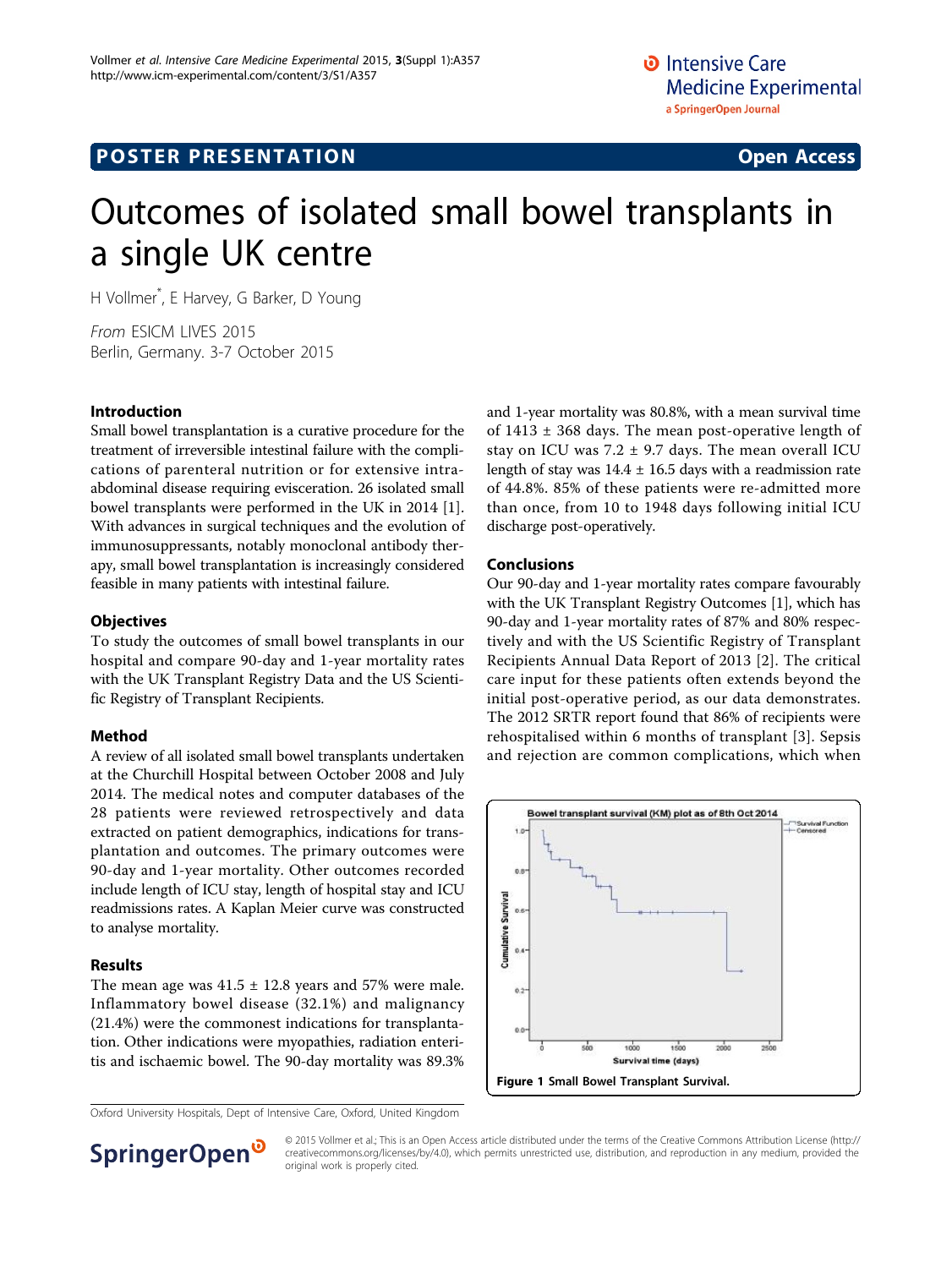## POSTER PRESENTATION

**Open Access**

# Outcomes of isolated small bowel transplants in a single UK centre

H Vollmer*, E Harvey, G Barker, D Young

*From* ESICM LIVES 2015
Berlin, Germany. 3-7 October 2015

### Introduction

Small bowel transplantation is a curative procedure for the treatment of irreversible intestinal failure with the complications of parenteral nutrition or for extensive intra-abdominal disease requiring evisceration. 26 isolated small bowel transplants were performed in the UK in 2014 [1]. With advances in surgical techniques and the evolution of immunosuppressants, notably monoclonal antibody therapy, small bowel transplantation is increasingly considered feasible in many patients with intestinal failure.

### Objectives

To study the outcomes of small bowel transplants in our hospital and compare 90-day and 1-year mortality rates with the UK Transplant Registry Data and the US Scientific Registry of Transplant Recipients.

### Method

A review of all isolated small bowel transplants undertaken at the Churchill Hospital between October 2008 and July 2014. The medical notes and computer databases of the 28 patients were reviewed retrospectively and data extracted on patient demographics, indications for transplantation and outcomes. The primary outcomes were 90-day and 1-year mortality. Other outcomes recorded include length of ICU stay, length of hospital stay and ICU readmissions rates. A Kaplan Meier curve was constructed to analyse mortality.

### Results

The mean age was 41.5 ± 12.8 years and 57% were male. Inflammatory bowel disease (32.1%) and malignancy (21.4%) were the commonest indications for transplantation. Other indications were myopathies, radiation enteritis and ischaemic bowel. The 90-day mortality was 89.3% and 1-year mortality was 80.8%, with a mean survival time of 1413 ± 368 days. The mean post-operative length of stay on ICU was 7.2 ± 9.7 days. The mean overall ICU length of stay was 14.4 ± 16.5 days with a readmission rate of 44.8%. 85% of these patients were re-admitted more than once, from 10 to 1948 days following initial ICU discharge post-operatively.

### Conclusions

Our 90-day and 1-year mortality rates compare favourably with the UK Transplant Registry Outcomes [1], which has 90-day and 1-year mortality rates of 87% and 80% respectively and with the US Scientific Registry of Transplant Recipients Annual Data Report of 2013 [2]. The critical care input for these patients often extends beyond the initial post-operative period, as our data demonstrates. The 2012 SRTR report found that 86% of recipients were rehospitalised within 6 months of transplant [3]. Sepsis and rejection are common complications, which when

**Figure 1** Small Bowel Transplant Survival.

Oxford University Hospitals, Dept of Intensive Care, Oxford, United Kingdom

© 2015 Vollmer et al.; This is an Open Access article distributed under the terms of the Creative Commons Attribution License (http://creativecommons.org/licenses/by/4.0), which permits unrestricted use, distribution, and reproduction in any medium, provided the original work is properly cited.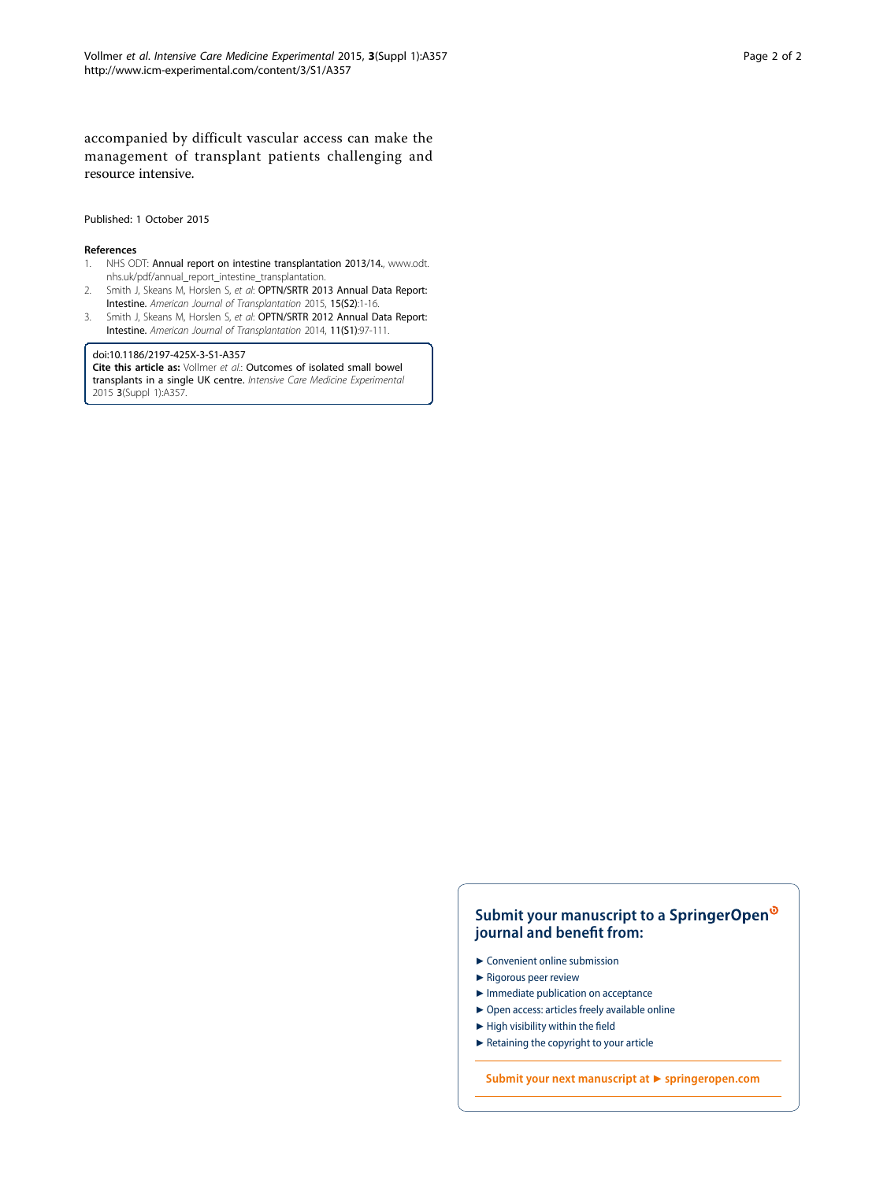accompanied by difficult vascular access can make the management of transplant patients challenging and resource intensive.

Published: 1 October 2015

**References**

1. NHS ODT: **Annual report on intestine transplantation 2013/14.**, www.odt.nhs.uk/pdf/annual_report_intestine_transplantation.
2. Smith J, Skeans M, Horslen S, *et al*: **OPTN/SRTR 2013 Annual Data Report: Intestine.** *American Journal of Transplantation* 2015, **15(S2)**:1-16.
3. Smith J, Skeans M, Horslen S, *et al*: **OPTN/SRTR 2012 Annual Data Report: Intestine.** *American Journal of Transplantation* 2014, **11(S1)**:97-111.

doi:10.1186/2197-425X-3-S1-A357
**Cite this article as:** Vollmer *et al.*: **Outcomes of isolated small bowel transplants in a single UK centre.** *Intensive Care Medicine Experimental* 2015 **3**(Suppl 1):A357.

**Submit your manuscript to a SpringerOpen journal and benefit from:**

- ► Convenient online submission
- ► Rigorous peer review
- ► Immediate publication on acceptance
- ► Open access: articles freely available online
- ► High visibility within the field
- ► Retaining the copyright to your article

**Submit your next manuscript at ► springeropen.com**